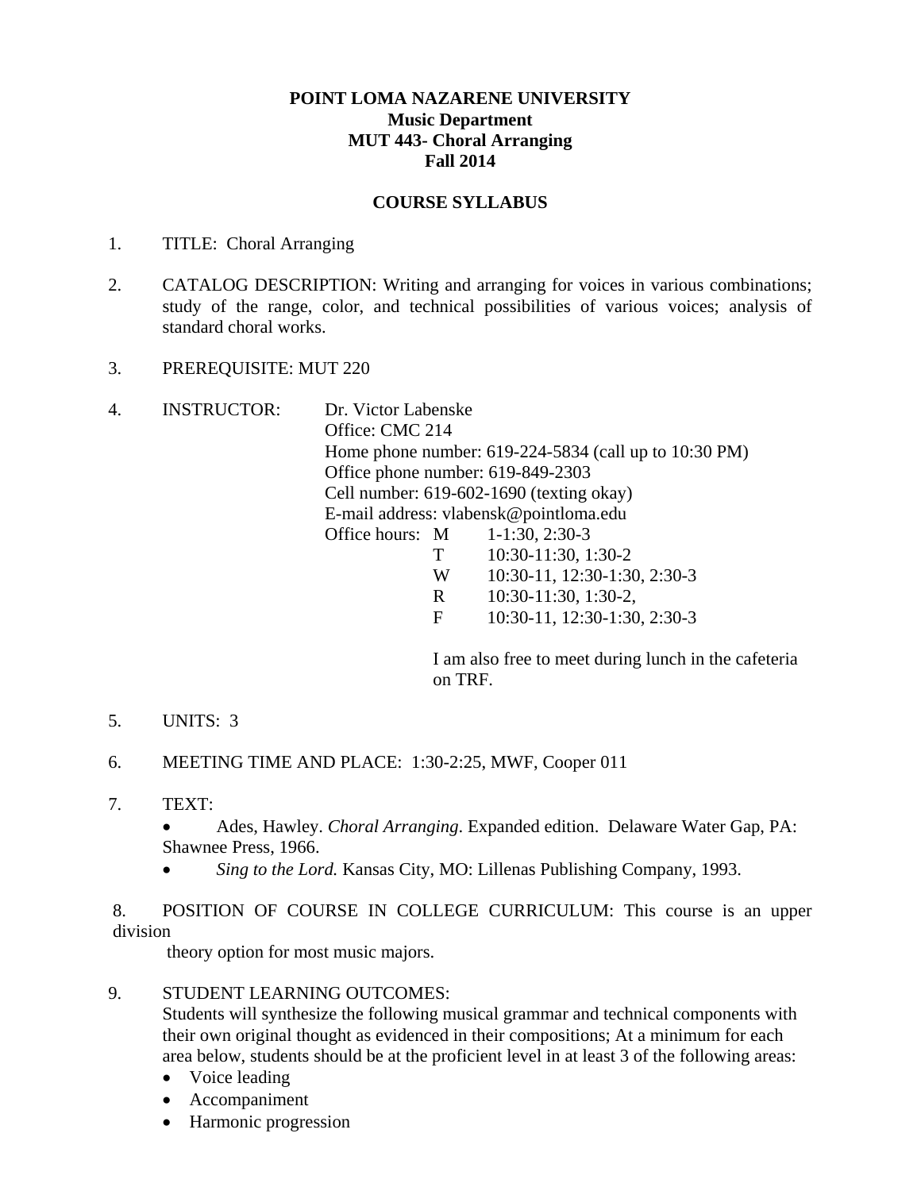# POINT LOMA NAZARENE UNIVERSITY
## Music Department
## MUT 443- Choral Arranging
## Fall 2014

## COURSE SYLLABUS

1. TITLE: Choral Arranging

2. CATALOG DESCRIPTION: Writing and arranging for voices in various combinations; study of the range, color, and technical possibilities of various voices; analysis of standard choral works.

3. PREREQUISITE: MUT 220

4. INSTRUCTOR: Dr. Victor Labenske
   Office: CMC 214
   Home phone number: 619-224-5834 (call up to 10:30 PM)
   Office phone number: 619-849-2303
   Cell number: 619-602-1690 (texting okay)
   E-mail address: vlabensk@pointloma.edu
   Office hours:
   - M 1-1:30, 2:30-3
   - T 10:30-11:30, 1:30-2
   - W 10:30-11, 12:30-1:30, 2:30-3
   - R 10:30-11:30, 1:30-2,
   - F 10:30-11, 12:30-1:30, 2:30-3

   I am also free to meet during lunch in the cafeteria on TRF.

5. UNITS: 3

6. MEETING TIME AND PLACE: 1:30-2:25, MWF, Cooper 011

7. TEXT:
   - Ades, Hawley. *Choral Arranging*. Expanded edition. Delaware Water Gap, PA: Shawnee Press, 1966.
   - *Sing to the Lord.* Kansas City, MO: Lillenas Publishing Company, 1993.

8. POSITION OF COURSE IN COLLEGE CURRICULUM: This course is an upper division theory option for most music majors.

9. STUDENT LEARNING OUTCOMES:
   Students will synthesize the following musical grammar and technical components with their own original thought as evidenced in their compositions; At a minimum for each area below, students should be at the proficient level in at least 3 of the following areas:
   - Voice leading
   - Accompaniment
   - Harmonic progression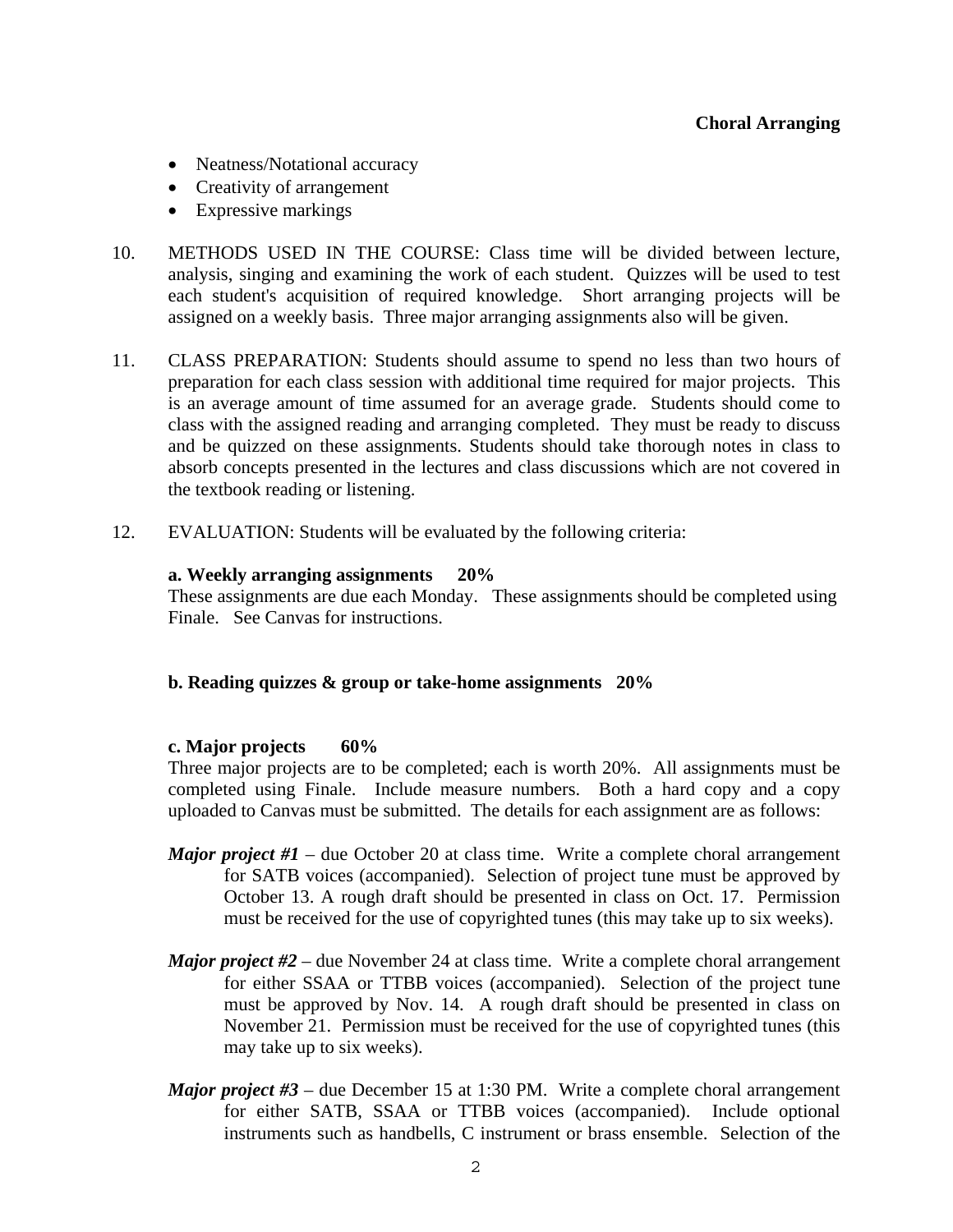- Neatness/Notational accuracy
- Creativity of arrangement
- Expressive markings

10. METHODS USED IN THE COURSE: Class time will be divided between lecture, analysis, singing and examining the work of each student. Quizzes will be used to test each student's acquisition of required knowledge. Short arranging projects will be assigned on a weekly basis. Three major arranging assignments also will be given.

11. CLASS PREPARATION: Students should assume to spend no less than two hours of preparation for each class session with additional time required for major projects. This is an average amount of time assumed for an average grade. Students should come to class with the assigned reading and arranging completed. They must be ready to discuss and be quizzed on these assignments. Students should take thorough notes in class to absorb concepts presented in the lectures and class discussions which are not covered in the textbook reading or listening.

12. EVALUATION: Students will be evaluated by the following criteria:

**a. Weekly arranging assignments 20%**
These assignments are due each Monday. These assignments should be completed using Finale. See Canvas for instructions.

**b. Reading quizzes & group or take-home assignments 20%**

**c. Major projects 60%**
Three major projects are to be completed; each is worth 20%. All assignments must be completed using Finale. Include measure numbers. Both a hard copy and a copy uploaded to Canvas must be submitted. The details for each assignment are as follows:

***Major project #1*** – due October 20 at class time. Write a complete choral arrangement for SATB voices (accompanied). Selection of project tune must be approved by October 13. A rough draft should be presented in class on Oct. 17. Permission must be received for the use of copyrighted tunes (this may take up to six weeks).

***Major project #2*** – due November 24 at class time. Write a complete choral arrangement for either SSAA or TTBB voices (accompanied). Selection of the project tune must be approved by Nov. 14. A rough draft should be presented in class on November 21. Permission must be received for the use of copyrighted tunes (this may take up to six weeks).

***Major project #3*** – due December 15 at 1:30 PM. Write a complete choral arrangement for either SATB, SSAA or TTBB voices (accompanied). Include optional instruments such as handbells, C instrument or brass ensemble. Selection of the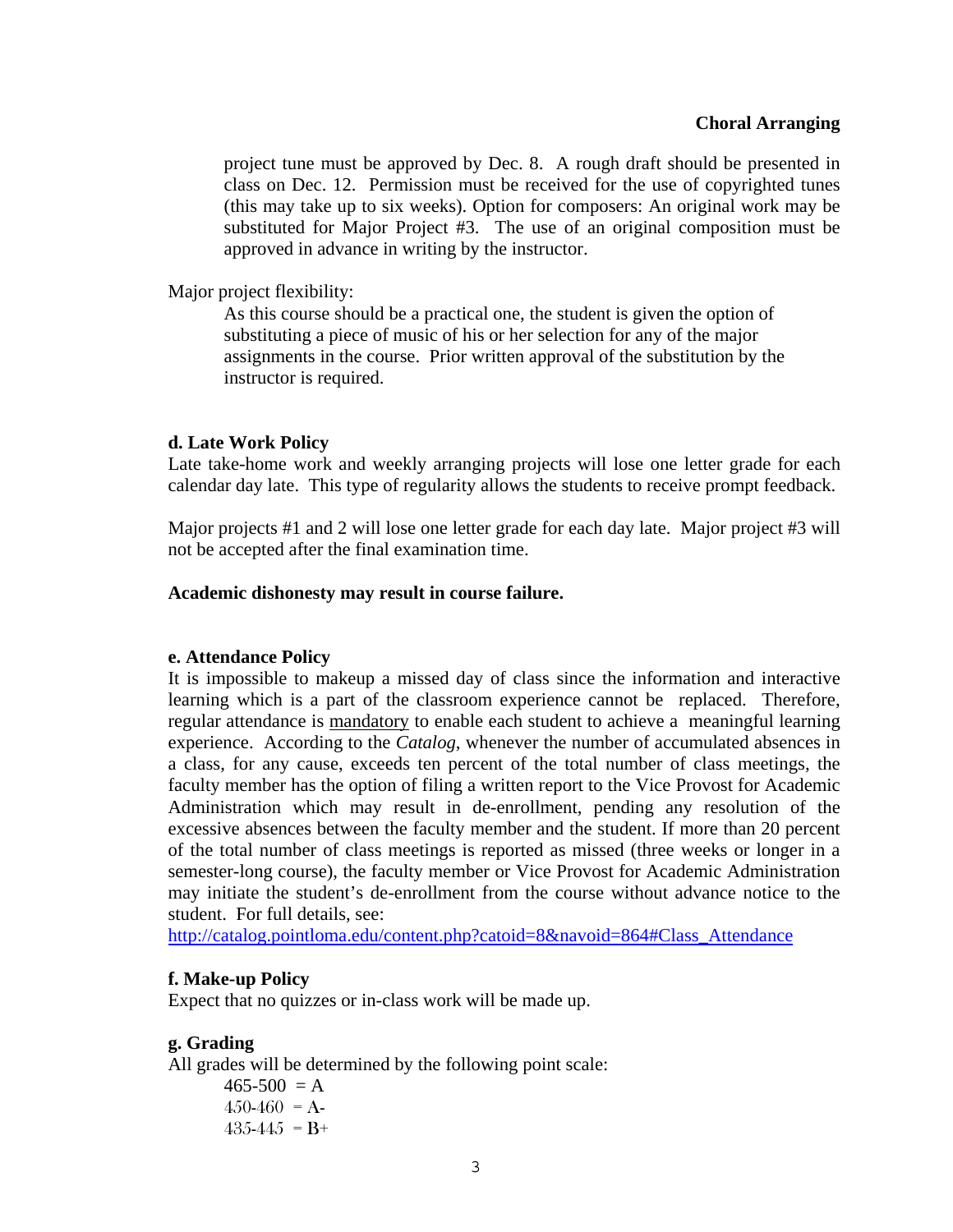project tune must be approved by Dec. 8. A rough draft should be presented in class on Dec. 12. Permission must be received for the use of copyrighted tunes (this may take up to six weeks). Option for composers: An original work may be substituted for Major Project #3. The use of an original composition must be approved in advance in writing by the instructor.

Major project flexibility:

As this course should be a practical one, the student is given the option of substituting a piece of music of his or her selection for any of the major assignments in the course. Prior written approval of the substitution by the instructor is required.

### d. Late Work Policy

Late take-home work and weekly arranging projects will lose one letter grade for each calendar day late. This type of regularity allows the students to receive prompt feedback.

Major projects #1 and 2 will lose one letter grade for each day late. Major project #3 will not be accepted after the final examination time.

**Academic dishonesty may result in course failure.**

### e. Attendance Policy

It is impossible to makeup a missed day of class since the information and interactive learning which is a part of the classroom experience cannot be replaced. Therefore, regular attendance is <u>mandatory</u> to enable each student to achieve a meaningful learning experience. According to the *Catalog*, whenever the number of accumulated absences in a class, for any cause, exceeds ten percent of the total number of class meetings, the faculty member has the option of filing a written report to the Vice Provost for Academic Administration which may result in de-enrollment, pending any resolution of the excessive absences between the faculty member and the student. If more than 20 percent of the total number of class meetings is reported as missed (three weeks or longer in a semester-long course), the faculty member or Vice Provost for Academic Administration may initiate the student's de-enrollment from the course without advance notice to the student. For full details, see: [http://catalog.pointloma.edu/content.php?catoid=8&navoid=864#Class_Attendance](http://catalog.pointloma.edu/content.php?catoid=8&navoid=864#Class_Attendance)

### f. Make-up Policy

Expect that no quizzes or in-class work will be made up.

### g. Grading

All grades will be determined by the following point scale:

465-500 = A
450-460 = A-
435-445 = B+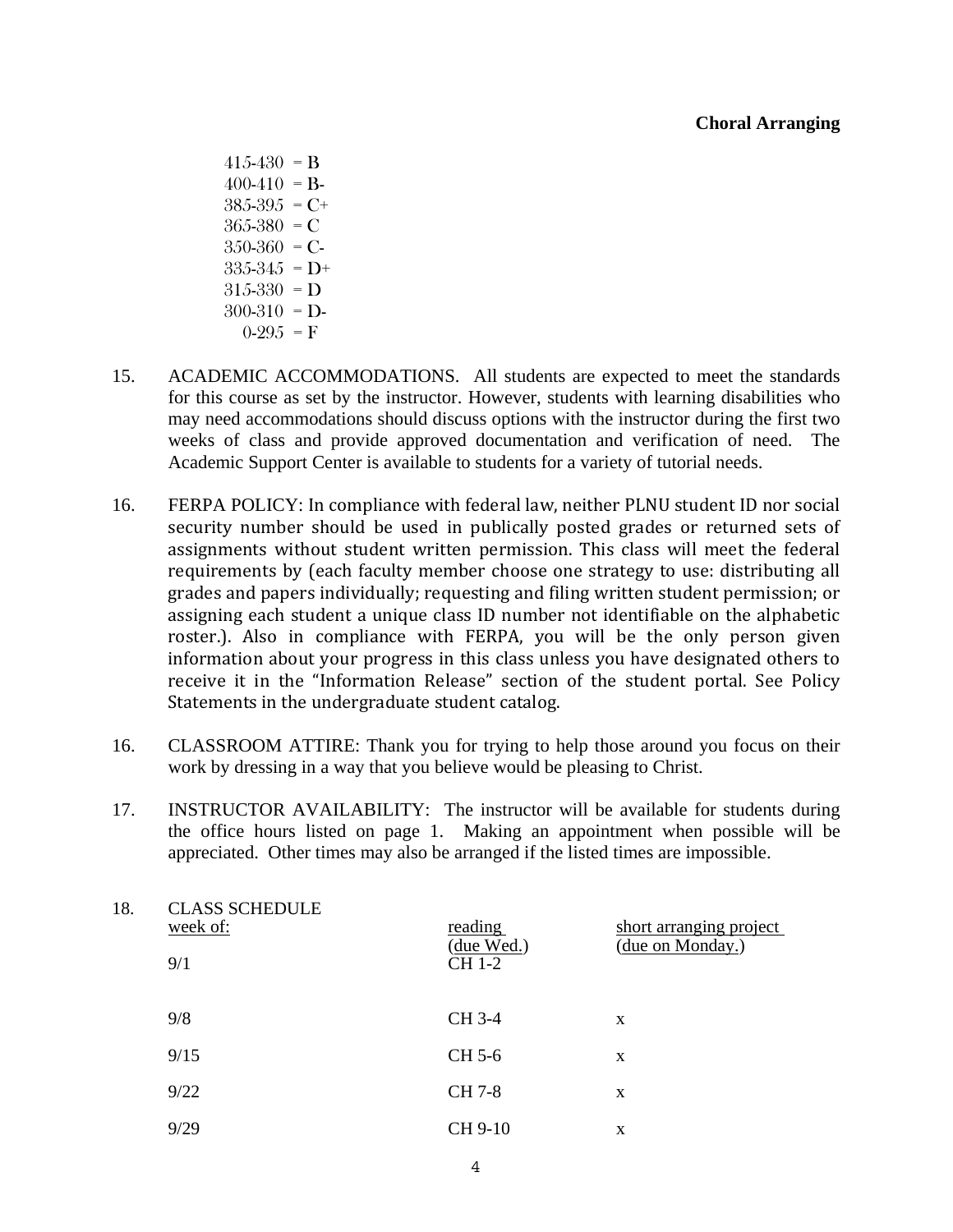415-430 = B
400-410 = B-
385-395 = C+
365-380 = C
350-360 = C-
335-345 = D+
315-330 = D
300-310 = D-
0-295 = F

15. ACADEMIC ACCOMMODATIONS. All students are expected to meet the standards for this course as set by the instructor. However, students with learning disabilities who may need accommodations should discuss options with the instructor during the first two weeks of class and provide approved documentation and verification of need. The Academic Support Center is available to students for a variety of tutorial needs.

16. FERPA POLICY: In compliance with federal law, neither PLNU student ID nor social security number should be used in publically posted grades or returned sets of assignments without student written permission. This class will meet the federal requirements by (each faculty member choose one strategy to use: distributing all grades and papers individually; requesting and filing written student permission; or assigning each student a unique class ID number not identifiable on the alphabetic roster.). Also in compliance with FERPA, you will be the only person given information about your progress in this class unless you have designated others to receive it in the "Information Release" section of the student portal. See Policy Statements in the undergraduate student catalog.

16. CLASSROOM ATTIRE: Thank you for trying to help those around you focus on their work by dressing in a way that you believe would be pleasing to Christ.

17. INSTRUCTOR AVAILABILITY: The instructor will be available for students during the office hours listed on page 1. Making an appointment when possible will be appreciated. Other times may also be arranged if the listed times are impossible.

18. CLASS SCHEDULE

| week of: | reading (due Wed.) | short arranging project (due on Monday.) |
|---|---|---|
| 9/1 | CH 1-2 | |
| 9/8 | CH 3-4 | x |
| 9/15 | CH 5-6 | x |
| 9/22 | CH 7-8 | x |
| 9/29 | CH 9-10 | x |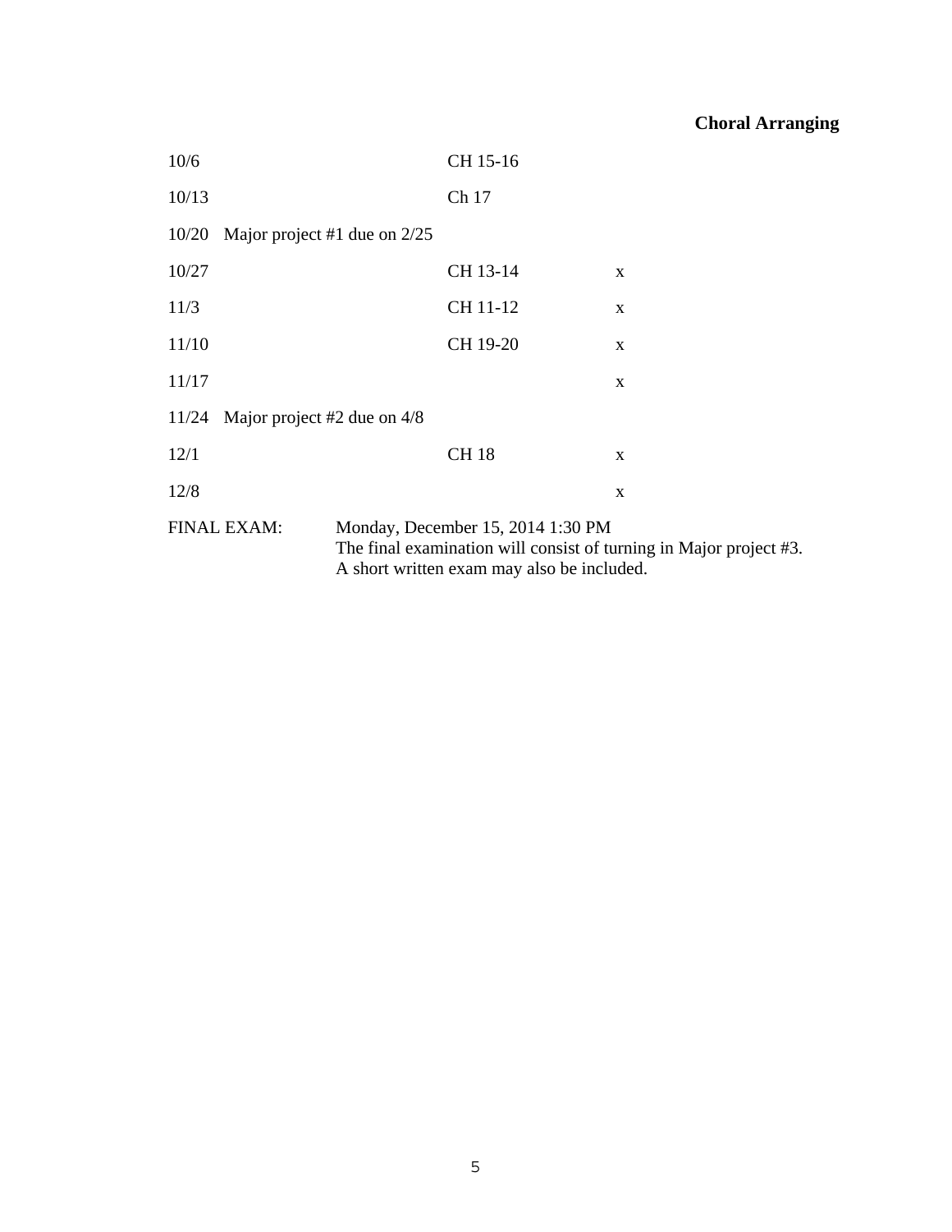**Choral Arranging**

| | | | |
|---|---|---|---|
| 10/6 | | CH 15-16 | |
| 10/13 | | Ch 17 | |
| 10/20 | Major project #1 due on 2/25 | | |
| 10/27 | | CH 13-14 | x |
| 11/3 | | CH 11-12 | x |
| 11/10 | | CH 19-20 | x |
| 11/17 | | | x |
| 11/24 | Major project #2 due on 4/8 | | |
| 12/1 | | CH 18 | x |
| 12/8 | | | x |

FINAL EXAM: Monday, December 15, 2014 1:30 PM
The final examination will consist of turning in Major project #3.
A short written exam may also be included.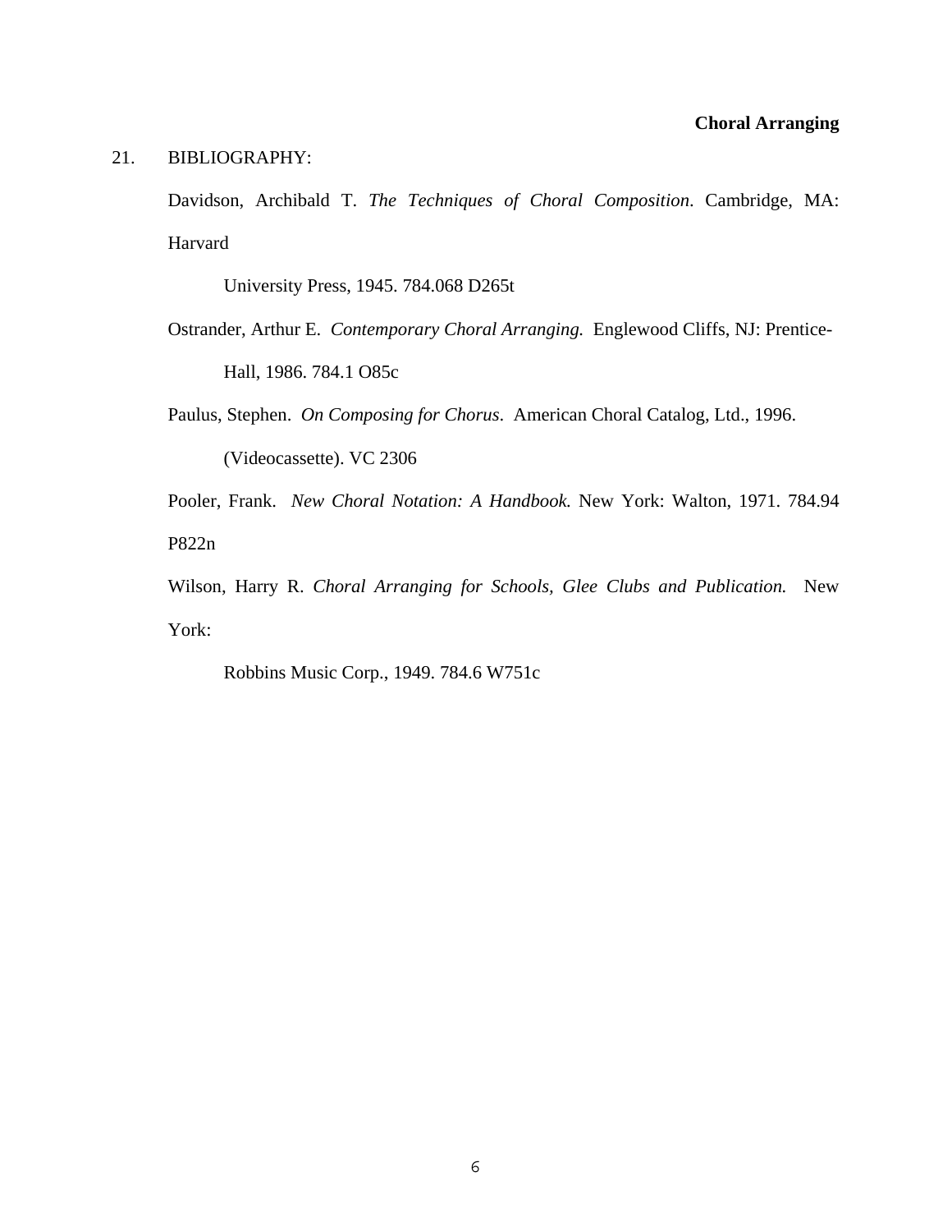21. BIBLIOGRAPHY:

Davidson, Archibald T. *The Techniques of Choral Composition*. Cambridge, MA: Harvard University Press, 1945. 784.068 D265t

Ostrander, Arthur E. *Contemporary Choral Arranging.* Englewood Cliffs, NJ: Prentice-Hall, 1986. 784.1 O85c

Paulus, Stephen. *On Composing for Chorus*. American Choral Catalog, Ltd., 1996. (Videocassette). VC 2306

Pooler, Frank. *New Choral Notation: A Handbook.* New York: Walton, 1971. 784.94 P822n

Wilson, Harry R. *Choral Arranging for Schools, Glee Clubs and Publication.* New York: Robbins Music Corp., 1949. 784.6 W751c